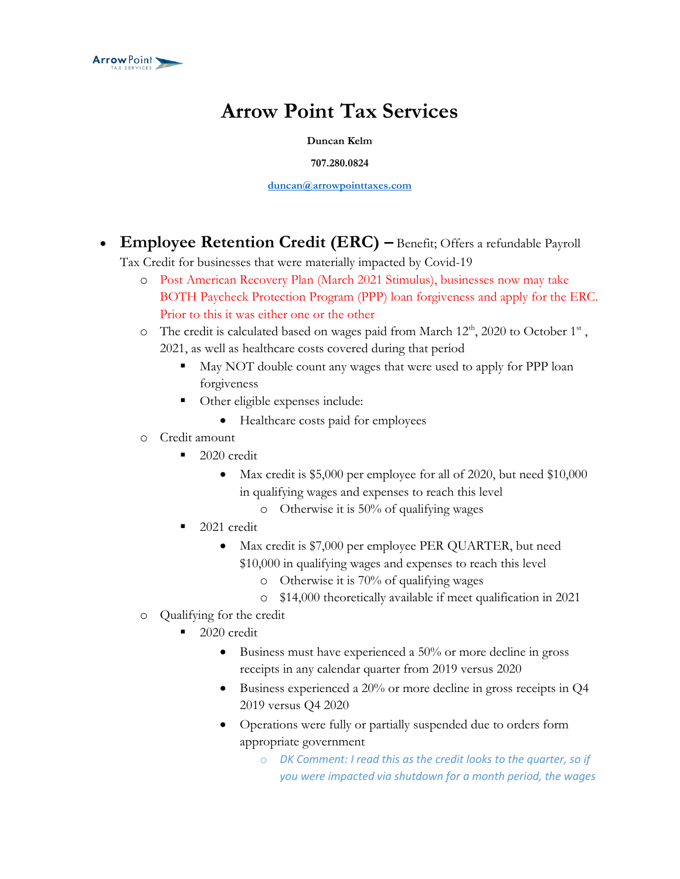# Arrow Point Tax Services

**Duncan Kelm**

**707.280.0824**

**duncan@arrowpointtaxes.com**

- **Employee Retention Credit (ERC) –** Benefit; Offers a refundable Payroll Tax Credit for businesses that were materially impacted by Covid-19
  - Post American Recovery Plan (March 2021 Stimulus), businesses now may take BOTH Paycheck Protection Program (PPP) loan forgiveness and apply for the ERC. Prior to this it was either one or the other
  - The credit is calculated based on wages paid from March 12th, 2020 to October 1st, 2021, as well as healthcare costs covered during that period
    - May NOT double count any wages that were used to apply for PPP loan forgiveness
    - Other eligible expenses include:
      - Healthcare costs paid for employees
  - Credit amount
    - 2020 credit
      - Max credit is $5,000 per employee for all of 2020, but need $10,000 in qualifying wages and expenses to reach this level
        - Otherwise it is 50% of qualifying wages
    - 2021 credit
      - Max credit is $7,000 per employee PER QUARTER, but need $10,000 in qualifying wages and expenses to reach this level
        - Otherwise it is 70% of qualifying wages
        - $14,000 theoretically available if meet qualification in 2021
  - Qualifying for the credit
    - 2020 credit
      - Business must have experienced a 50% or more decline in gross receipts in any calendar quarter from 2019 versus 2020
      - Business experienced a 20% or more decline in gross receipts in Q4 2019 versus Q4 2020
      - Operations were fully or partially suspended due to orders form appropriate government
        - *DK Comment: I read this as the credit looks to the quarter, so if you were impacted via shutdown for a month period, the wages*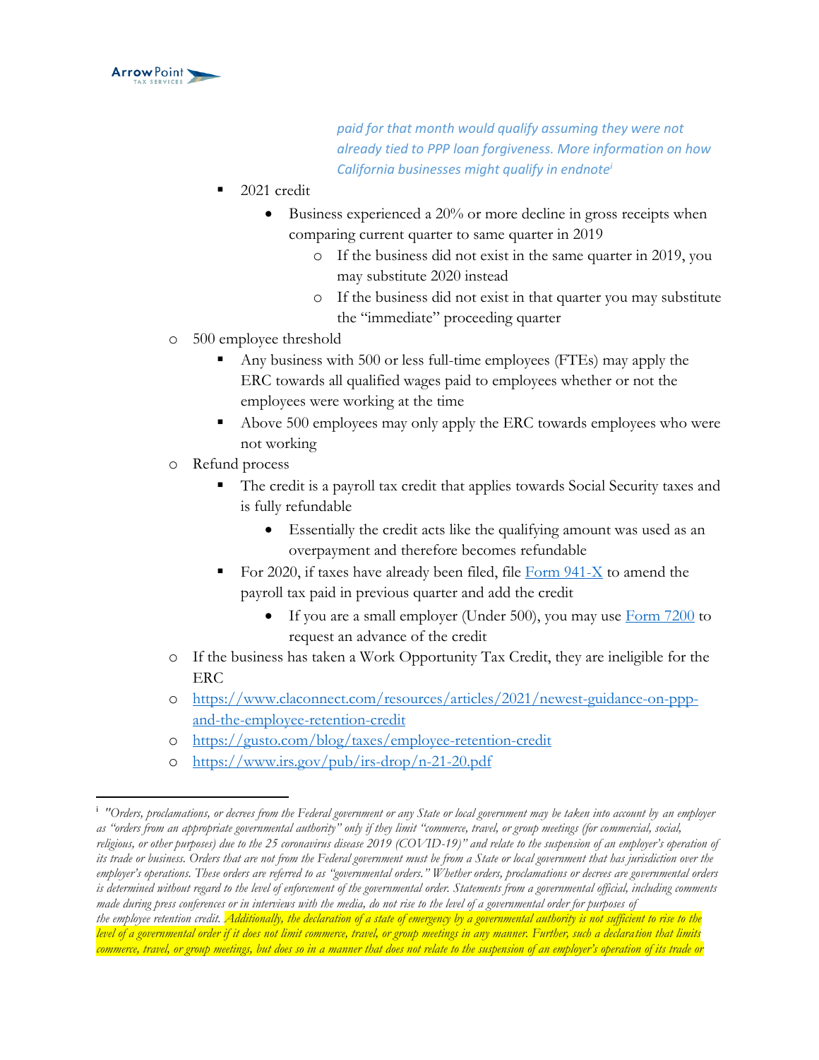*paid for that month would qualify assuming they were not already tied to PPP loan forgiveness. More information on how California businesses might qualify in endnote*[i]

- 2021 credit
  - Business experienced a 20% or more decline in gross receipts when comparing current quarter to same quarter in 2019
    - If the business did not exist in the same quarter in 2019, you may substitute 2020 instead
    - If the business did not exist in that quarter you may substitute the "immediate" proceeding quarter

- 500 employee threshold
  - Any business with 500 or less full-time employees (FTEs) may apply the ERC towards all qualified wages paid to employees whether or not the employees were working at the time
  - Above 500 employees may only apply the ERC towards employees who were not working
- Refund process
  - The credit is a payroll tax credit that applies towards Social Security taxes and is fully refundable
    - Essentially the credit acts like the qualifying amount was used as an overpayment and therefore becomes refundable
  - For 2020, if taxes have already been filed, file [Form 941-X](#) to amend the payroll tax paid in previous quarter and add the credit
    - If you are a small employer (Under 500), you may use [Form 7200](#) to request an advance of the credit
- If the business has taken a Work Opportunity Tax Credit, they are ineligible for the ERC
- https://www.claconnect.com/resources/articles/2021/newest-guidance-on-ppp-and-the-employee-retention-credit
- https://gusto.com/blog/taxes/employee-retention-credit
- https://www.irs.gov/pub/irs-drop/n-21-20.pdf

---

[i] *"Orders, proclamations, or decrees from the Federal government or any State or local government may be taken into account by an employer as "orders from an appropriate governmental authority" only if they limit "commerce, travel, or group meetings (for commercial, social, religious, or other purposes) due to the 25 coronavirus disease 2019 (COVID-19)" and relate to the suspension of an employer's operation of its trade or business. Orders that are not from the Federal government must be from a State or local government that has jurisdiction over the employer's operations. These orders are referred to as "governmental orders." Whether orders, proclamations or decrees are governmental orders is determined without regard to the level of enforcement of the governmental order. Statements from a governmental official, including comments made during press conferences or in interviews with the media, do not rise to the level of a governmental order for purposes of the employee retention credit. Additionally, the declaration of a state of emergency by a governmental authority is not sufficient to rise to the level of a governmental order if it does not limit commerce, travel, or group meetings in any manner. Further, such a declaration that limits commerce, travel, or group meetings, but does so in a manner that does not relate to the suspension of an employer's operation of its trade or*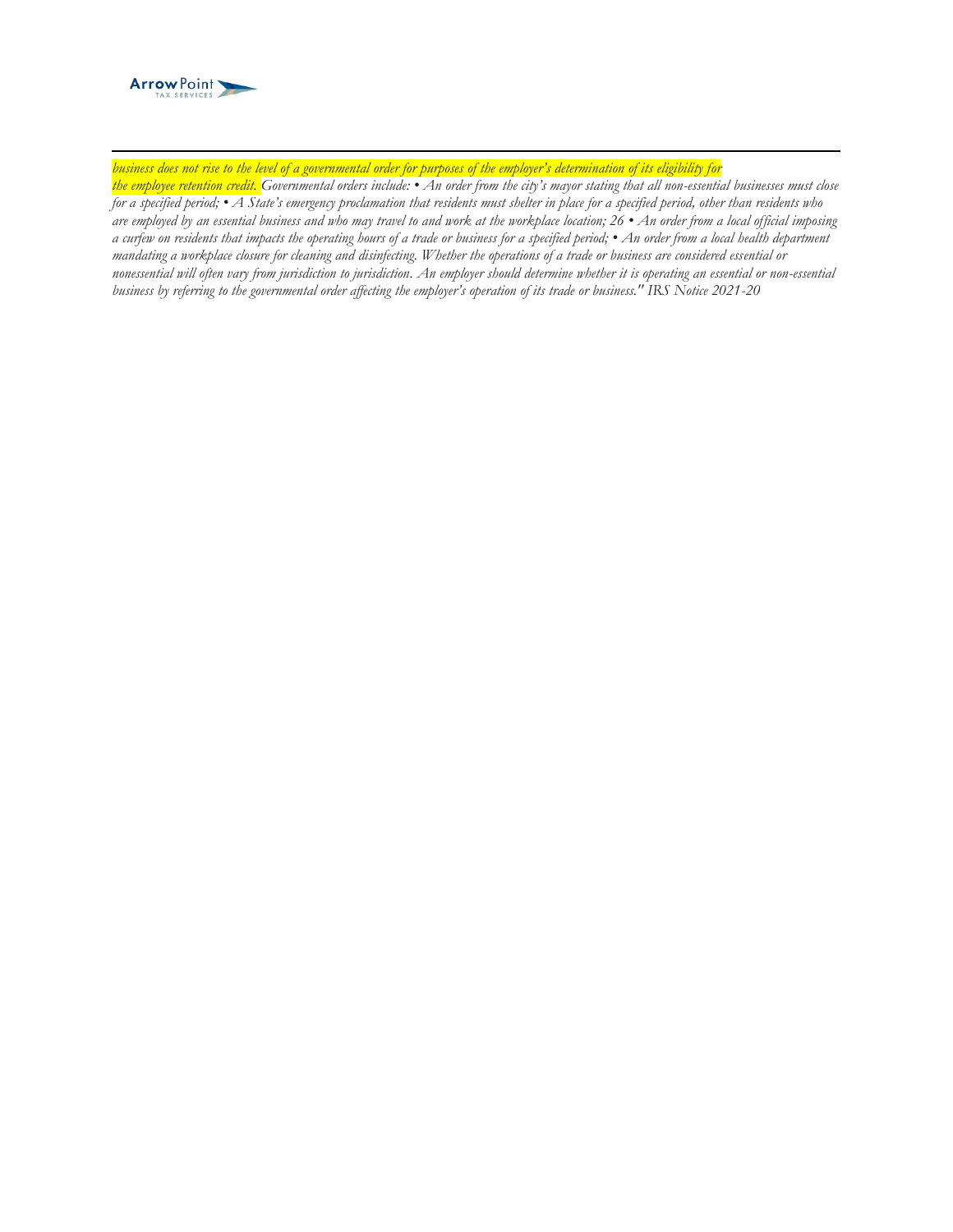*business does not rise to the level of a governmental order for purposes of the employer's determination of its eligibility for the employee retention credit. Governmental orders include: • An order from the city's mayor stating that all non-essential businesses must close for a specified period; • A State's emergency proclamation that residents must shelter in place for a specified period, other than residents who are employed by an essential business and who may travel to and work at the workplace location; 26 • An order from a local official imposing a curfew on residents that impacts the operating hours of a trade or business for a specified period; • An order from a local health department mandating a workplace closure for cleaning and disinfecting. Whether the operations of a trade or business are considered essential or nonessential will often vary from jurisdiction to jurisdiction. An employer should determine whether it is operating an essential or non-essential business by referring to the governmental order affecting the employer's operation of its trade or business." IRS Notice 2021-20*